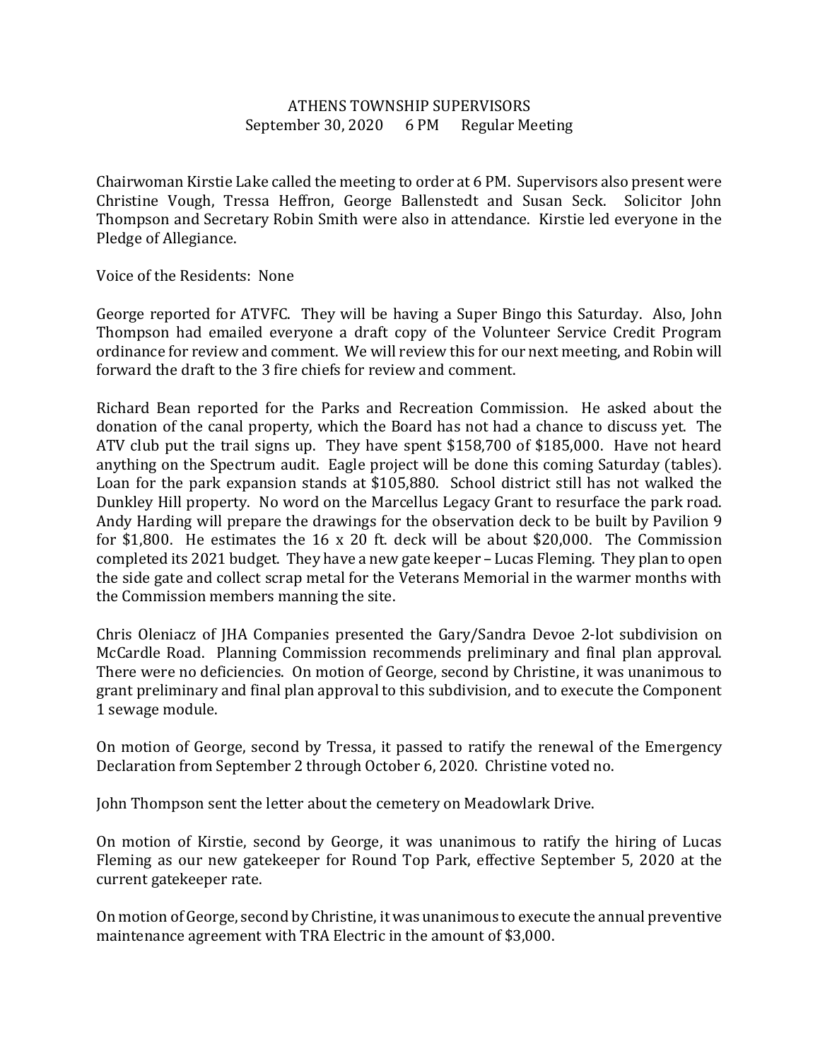# ATHENS TOWNSHIP SUPERVISORS

September 30, 2020 6 PM Regular Meeting

Chairwoman Kirstie Lake called the meeting to order at 6 PM. Supervisors also present were Christine Vough, Tressa Heffron, George Ballenstedt and Susan Seck. Solicitor John Thompson and Secretary Robin Smith were also in attendance. Kirstie led everyone in the Pledge of Allegiance.

Voice of the Residents: None

George reported for ATVFC. They will be having a Super Bingo this Saturday. Also, John Thompson had emailed everyone a draft copy of the Volunteer Service Credit Program ordinance for review and comment. We will review this for our next meeting, and Robin will forward the draft to the 3 fire chiefs for review and comment.

Richard Bean reported for the Parks and Recreation Commission. He asked about the donation of the canal property, which the Board has not had a chance to discuss yet. The ATV club put the trail signs up. They have spent $158,700 of $185,000. Have not heard anything on the Spectrum audit. Eagle project will be done this coming Saturday (tables). Loan for the park expansion stands at $105,880. School district still has not walked the Dunkley Hill property. No word on the Marcellus Legacy Grant to resurface the park road. Andy Harding will prepare the drawings for the observation deck to be built by Pavilion 9 for $1,800. He estimates the 16 x 20 ft. deck will be about $20,000. The Commission completed its 2021 budget. They have a new gate keeper – Lucas Fleming. They plan to open the side gate and collect scrap metal for the Veterans Memorial in the warmer months with the Commission members manning the site.

Chris Oleniacz of JHA Companies presented the Gary/Sandra Devoe 2-lot subdivision on McCardle Road. Planning Commission recommends preliminary and final plan approval. There were no deficiencies. On motion of George, second by Christine, it was unanimous to grant preliminary and final plan approval to this subdivision, and to execute the Component 1 sewage module.

On motion of George, second by Tressa, it passed to ratify the renewal of the Emergency Declaration from September 2 through October 6, 2020. Christine voted no.

John Thompson sent the letter about the cemetery on Meadowlark Drive.

On motion of Kirstie, second by George, it was unanimous to ratify the hiring of Lucas Fleming as our new gatekeeper for Round Top Park, effective September 5, 2020 at the current gatekeeper rate.

On motion of George, second by Christine, it was unanimous to execute the annual preventive maintenance agreement with TRA Electric in the amount of $3,000.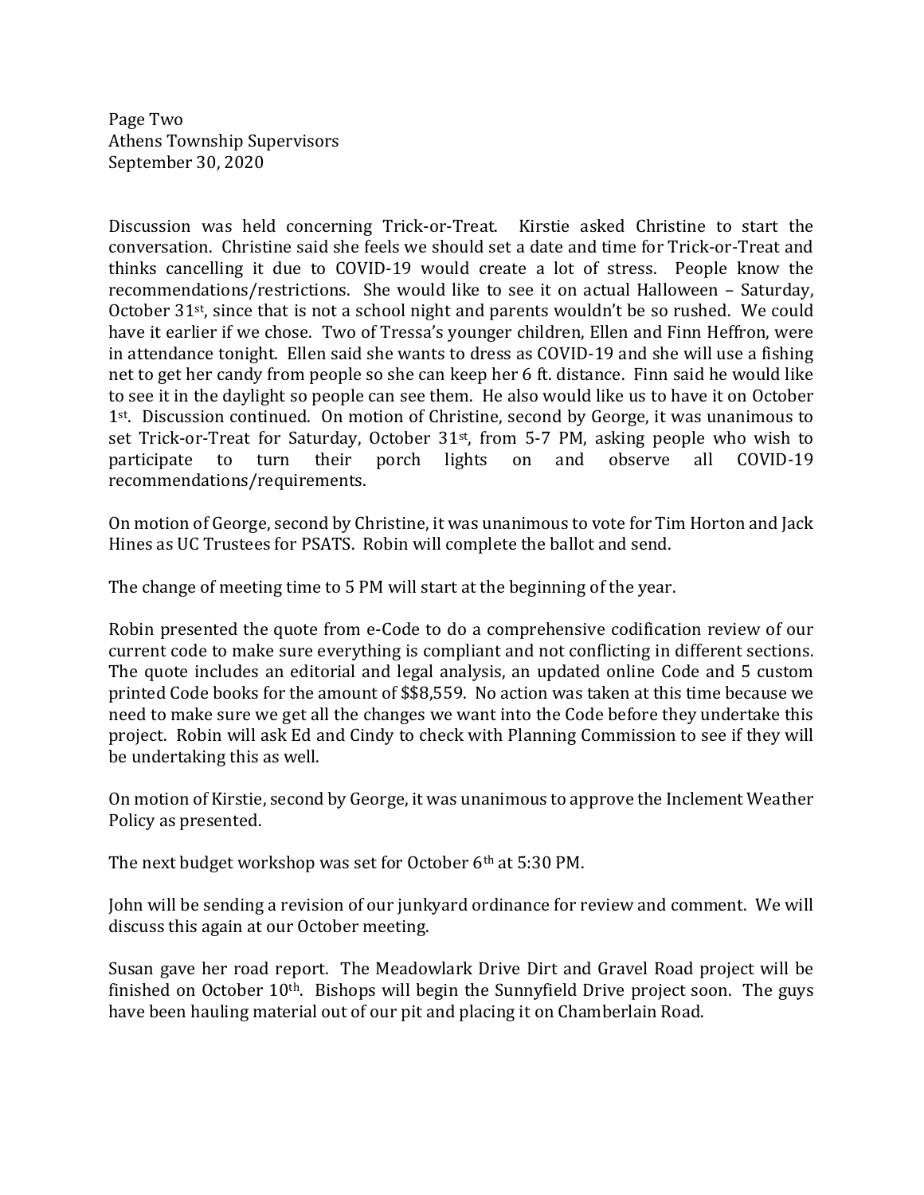Page Two
Athens Township Supervisors
September 30, 2020

Discussion was held concerning Trick-or-Treat. Kirstie asked Christine to start the conversation. Christine said she feels we should set a date and time for Trick-or-Treat and thinks cancelling it due to COVID-19 would create a lot of stress. People know the recommendations/restrictions. She would like to see it on actual Halloween – Saturday, October 31st, since that is not a school night and parents wouldn't be so rushed. We could have it earlier if we chose. Two of Tressa's younger children, Ellen and Finn Heffron, were in attendance tonight. Ellen said she wants to dress as COVID-19 and she will use a fishing net to get her candy from people so she can keep her 6 ft. distance. Finn said he would like to see it in the daylight so people can see them. He also would like us to have it on October 1st. Discussion continued. On motion of Christine, second by George, it was unanimous to set Trick-or-Treat for Saturday, October 31st, from 5-7 PM, asking people who wish to participate to turn their porch lights on and observe all COVID-19 recommendations/requirements.

On motion of George, second by Christine, it was unanimous to vote for Tim Horton and Jack Hines as UC Trustees for PSATS. Robin will complete the ballot and send.

The change of meeting time to 5 PM will start at the beginning of the year.

Robin presented the quote from e-Code to do a comprehensive codification review of our current code to make sure everything is compliant and not conflicting in different sections. The quote includes an editorial and legal analysis, an updated online Code and 5 custom printed Code books for the amount of $$8,559. No action was taken at this time because we need to make sure we get all the changes we want into the Code before they undertake this project. Robin will ask Ed and Cindy to check with Planning Commission to see if they will be undertaking this as well.

On motion of Kirstie, second by George, it was unanimous to approve the Inclement Weather Policy as presented.

The next budget workshop was set for October 6th at 5:30 PM.

John will be sending a revision of our junkyard ordinance for review and comment. We will discuss this again at our October meeting.

Susan gave her road report. The Meadowlark Drive Dirt and Gravel Road project will be finished on October 10th. Bishops will begin the Sunnyfield Drive project soon. The guys have been hauling material out of our pit and placing it on Chamberlain Road.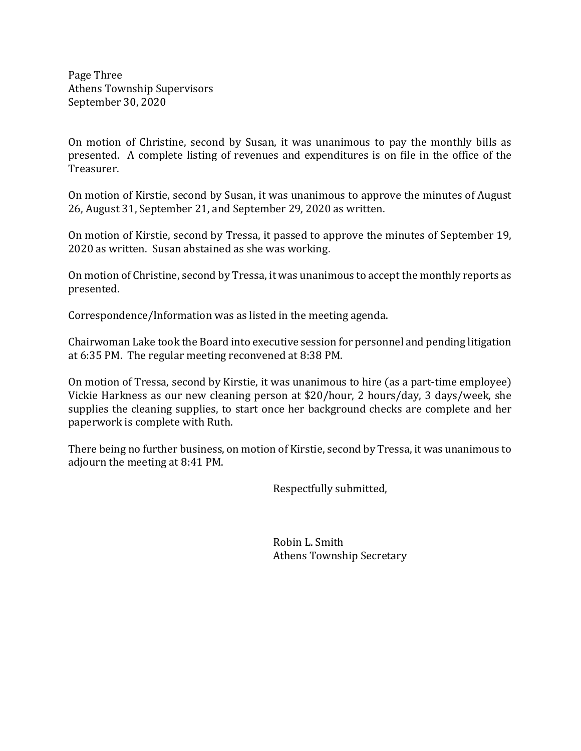On motion of Christine, second by Susan, it was unanimous to pay the monthly bills as presented. A complete listing of revenues and expenditures is on file in the office of the Treasurer.

On motion of Kirstie, second by Susan, it was unanimous to approve the minutes of August 26, August 31, September 21, and September 29, 2020 as written.

On motion of Kirstie, second by Tressa, it passed to approve the minutes of September 19, 2020 as written. Susan abstained as she was working.

On motion of Christine, second by Tressa, it was unanimous to accept the monthly reports as presented.

Correspondence/Information was as listed in the meeting agenda.

Chairwoman Lake took the Board into executive session for personnel and pending litigation at 6:35 PM. The regular meeting reconvened at 8:38 PM.

On motion of Tressa, second by Kirstie, it was unanimous to hire (as a part-time employee) Vickie Harkness as our new cleaning person at $20/hour, 2 hours/day, 3 days/week, she supplies the cleaning supplies, to start once her background checks are complete and her paperwork is complete with Ruth.

There being no further business, on motion of Kirstie, second by Tressa, it was unanimous to adjourn the meeting at 8:41 PM.

Respectfully submitted,

Robin L. Smith
Athens Township Secretary